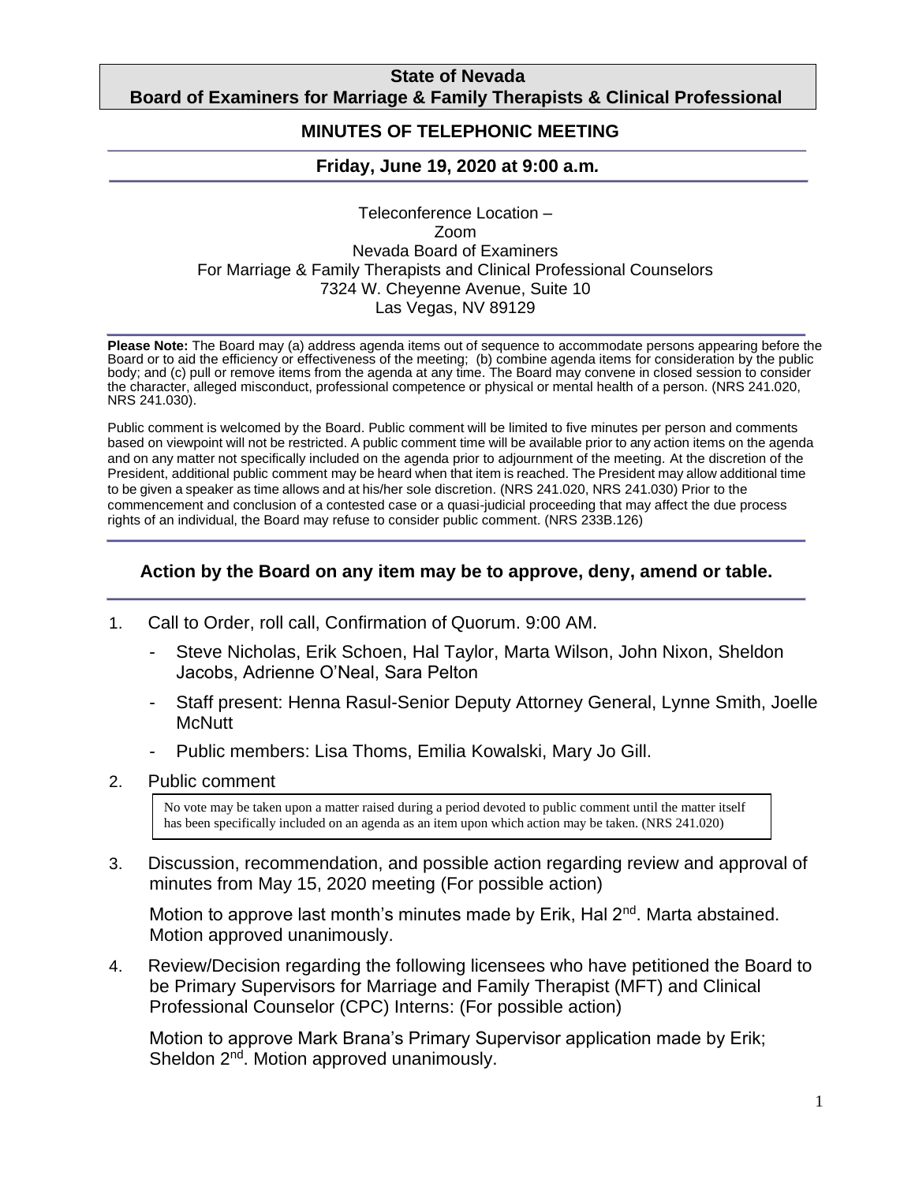**State of Nevada**
**Board of Examiners for Marriage & Family Therapists & Clinical Professional**

# MINUTES OF TELEPHONIC MEETING

## Friday, June 19, 2020 at 9:00 a.m.

Teleconference Location –
Zoom
Nevada Board of Examiners
For Marriage & Family Therapists and Clinical Professional Counselors
7324 W. Cheyenne Avenue, Suite 10
Las Vegas, NV 89129

**Please Note:** The Board may (a) address agenda items out of sequence to accommodate persons appearing before the Board or to aid the efficiency or effectiveness of the meeting; (b) combine agenda items for consideration by the public body; and (c) pull or remove items from the agenda at any time. The Board may convene in closed session to consider the character, alleged misconduct, professional competence or physical or mental health of a person. (NRS 241.020, NRS 241.030).

Public comment is welcomed by the Board. Public comment will be limited to five minutes per person and comments based on viewpoint will not be restricted. A public comment time will be available prior to any action items on the agenda and on any matter not specifically included on the agenda prior to adjournment of the meeting. At the discretion of the President, additional public comment may be heard when that item is reached. The President may allow additional time to be given a speaker as time allows and at his/her sole discretion. (NRS 241.020, NRS 241.030) Prior to the commencement and conclusion of a contested case or a quasi-judicial proceeding that may affect the due process rights of an individual, the Board may refuse to consider public comment. (NRS 233B.126)

### Action by the Board on any item may be to approve, deny, amend or table.

1. Call to Order, roll call, Confirmation of Quorum. 9:00 AM.
   - Steve Nicholas, Erik Schoen, Hal Taylor, Marta Wilson, John Nixon, Sheldon Jacobs, Adrienne O'Neal, Sara Pelton
   - Staff present: Henna Rasul-Senior Deputy Attorney General, Lynne Smith, Joelle McNutt
   - Public members: Lisa Thoms, Emilia Kowalski, Mary Jo Gill.

2. Public comment

   No vote may be taken upon a matter raised during a period devoted to public comment until the matter itself has been specifically included on an agenda as an item upon which action may be taken. (NRS 241.020)

3. Discussion, recommendation, and possible action regarding review and approval of minutes from May 15, 2020 meeting (For possible action)

   Motion to approve last month's minutes made by Erik, Hal 2nd. Marta abstained. Motion approved unanimously.

4. Review/Decision regarding the following licensees who have petitioned the Board to be Primary Supervisors for Marriage and Family Therapist (MFT) and Clinical Professional Counselor (CPC) Interns: (For possible action)

   Motion to approve Mark Brana's Primary Supervisor application made by Erik; Sheldon 2nd. Motion approved unanimously.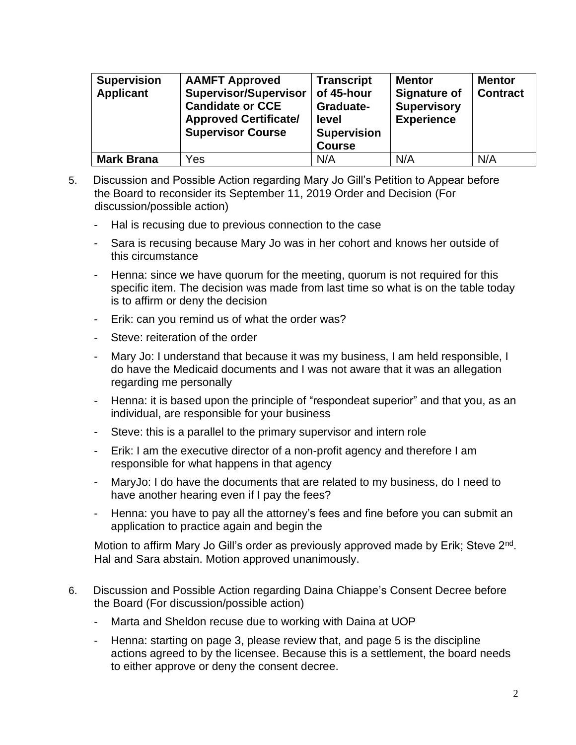| Supervision Applicant | AAMFT Approved Supervisor/Supervisor Candidate or CCE Approved Certificate/ Supervisor Course | Transcript of 45-hour Graduate-level Supervision Course | Mentor Signature of Supervisory Experience | Mentor Contract |
|---|---|---|---|---|
| **Mark Brana** | Yes | N/A | N/A | N/A |

5. Discussion and Possible Action regarding Mary Jo Gill's Petition to Appear before the Board to reconsider its September 11, 2019 Order and Decision (For discussion/possible action)

   - Hal is recusing due to previous connection to the case
   - Sara is recusing because Mary Jo was in her cohort and knows her outside of this circumstance
   - Henna: since we have quorum for the meeting, quorum is not required for this specific item. The decision was made from last time so what is on the table today is to affirm or deny the decision
   - Erik: can you remind us of what the order was?
   - Steve: reiteration of the order
   - Mary Jo: I understand that because it was my business, I am held responsible, I do have the Medicaid documents and I was not aware that it was an allegation regarding me personally
   - Henna: it is based upon the principle of "respondeat superior" and that you, as an individual, are responsible for your business
   - Steve: this is a parallel to the primary supervisor and intern role
   - Erik: I am the executive director of a non-profit agency and therefore I am responsible for what happens in that agency
   - MaryJo: I do have the documents that are related to my business, do I need to have another hearing even if I pay the fees?
   - Henna: you have to pay all the attorney's fees and fine before you can submit an application to practice again and begin the

   Motion to affirm Mary Jo Gill's order as previously approved made by Erik; Steve 2nd. Hal and Sara abstain. Motion approved unanimously.

6. Discussion and Possible Action regarding Daina Chiappe's Consent Decree before the Board (For discussion/possible action)

   - Marta and Sheldon recuse due to working with Daina at UOP
   - Henna: starting on page 3, please review that, and page 5 is the discipline actions agreed to by the licensee. Because this is a settlement, the board needs to either approve or deny the consent decree.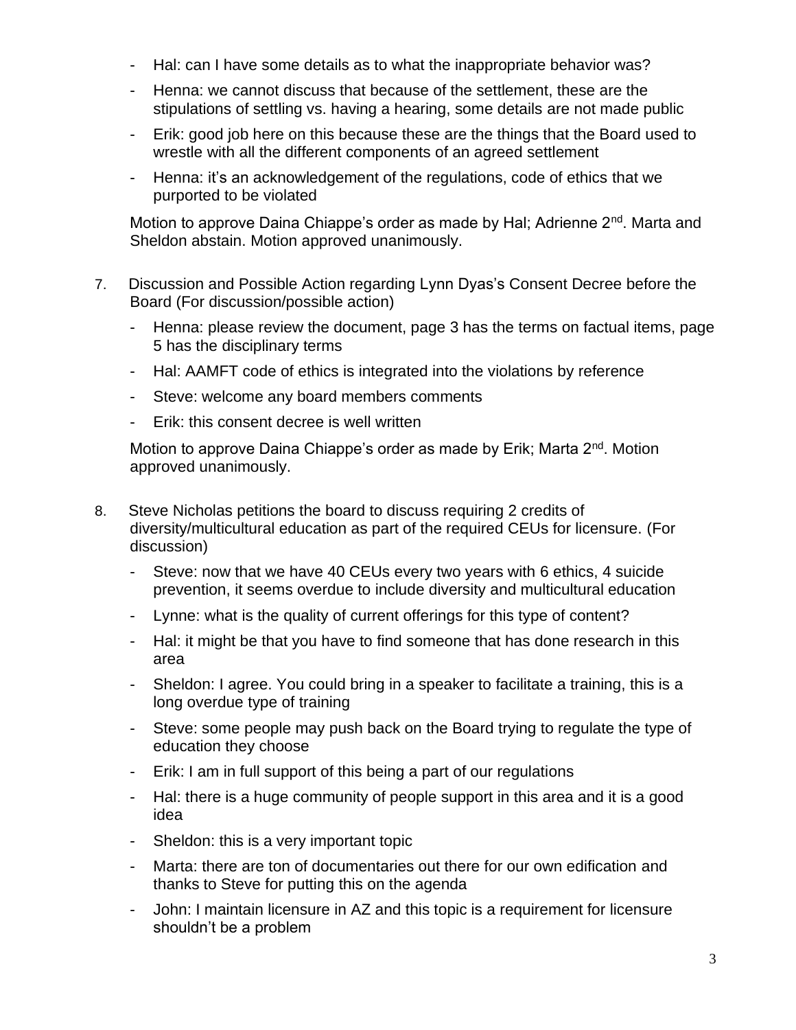- Hal: can I have some details as to what the inappropriate behavior was?
- Henna: we cannot discuss that because of the settlement, these are the stipulations of settling vs. having a hearing, some details are not made public
- Erik: good job here on this because these are the things that the Board used to wrestle with all the different components of an agreed settlement
- Henna: it's an acknowledgement of the regulations, code of ethics that we purported to be violated

Motion to approve Daina Chiappe's order as made by Hal; Adrienne 2nd. Marta and Sheldon abstain. Motion approved unanimously.

7. Discussion and Possible Action regarding Lynn Dyas's Consent Decree before the Board (For discussion/possible action)
    - Henna: please review the document, page 3 has the terms on factual items, page 5 has the disciplinary terms
    - Hal: AAMFT code of ethics is integrated into the violations by reference
    - Steve: welcome any board members comments
    - Erik: this consent decree is well written

    Motion to approve Daina Chiappe's order as made by Erik; Marta 2nd. Motion approved unanimously.

8. Steve Nicholas petitions the board to discuss requiring 2 credits of diversity/multicultural education as part of the required CEUs for licensure. (For discussion)
    - Steve: now that we have 40 CEUs every two years with 6 ethics, 4 suicide prevention, it seems overdue to include diversity and multicultural education
    - Lynne: what is the quality of current offerings for this type of content?
    - Hal: it might be that you have to find someone that has done research in this area
    - Sheldon: I agree. You could bring in a speaker to facilitate a training, this is a long overdue type of training
    - Steve: some people may push back on the Board trying to regulate the type of education they choose
    - Erik: I am in full support of this being a part of our regulations
    - Hal: there is a huge community of people support in this area and it is a good idea
    - Sheldon: this is a very important topic
    - Marta: there are ton of documentaries out there for our own edification and thanks to Steve for putting this on the agenda
    - John: I maintain licensure in AZ and this topic is a requirement for licensure shouldn't be a problem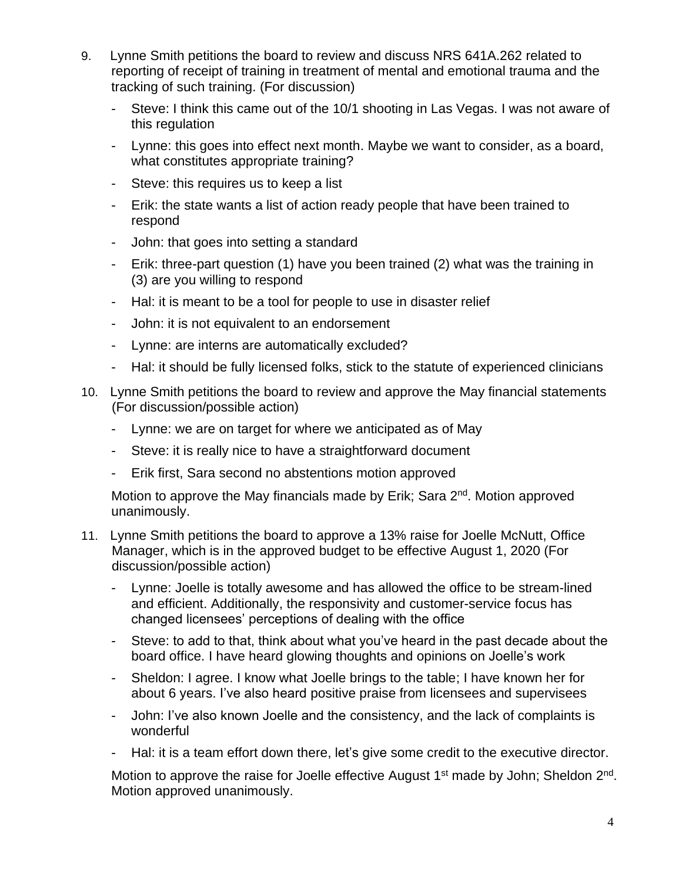9. Lynne Smith petitions the board to review and discuss NRS 641A.262 related to reporting of receipt of training in treatment of mental and emotional trauma and the tracking of such training. (For discussion)

   - Steve: I think this came out of the 10/1 shooting in Las Vegas. I was not aware of this regulation
   - Lynne: this goes into effect next month. Maybe we want to consider, as a board, what constitutes appropriate training?
   - Steve: this requires us to keep a list
   - Erik: the state wants a list of action ready people that have been trained to respond
   - John: that goes into setting a standard
   - Erik: three-part question (1) have you been trained (2) what was the training in (3) are you willing to respond
   - Hal: it is meant to be a tool for people to use in disaster relief
   - John: it is not equivalent to an endorsement
   - Lynne: are interns are automatically excluded?
   - Hal: it should be fully licensed folks, stick to the statute of experienced clinicians

10. Lynne Smith petitions the board to review and approve the May financial statements (For discussion/possible action)

    - Lynne: we are on target for where we anticipated as of May
    - Steve: it is really nice to have a straightforward document
    - Erik first, Sara second no abstentions motion approved

    Motion to approve the May financials made by Erik; Sara 2nd. Motion approved unanimously.

11. Lynne Smith petitions the board to approve a 13% raise for Joelle McNutt, Office Manager, which is in the approved budget to be effective August 1, 2020 (For discussion/possible action)

    - Lynne: Joelle is totally awesome and has allowed the office to be stream-lined and efficient. Additionally, the responsivity and customer-service focus has changed licensees' perceptions of dealing with the office
    - Steve: to add to that, think about what you've heard in the past decade about the board office. I have heard glowing thoughts and opinions on Joelle's work
    - Sheldon: I agree. I know what Joelle brings to the table; I have known her for about 6 years. I've also heard positive praise from licensees and supervisees
    - John: I've also known Joelle and the consistency, and the lack of complaints is wonderful
    - Hal: it is a team effort down there, let's give some credit to the executive director.

    Motion to approve the raise for Joelle effective August 1st made by John; Sheldon 2nd. Motion approved unanimously.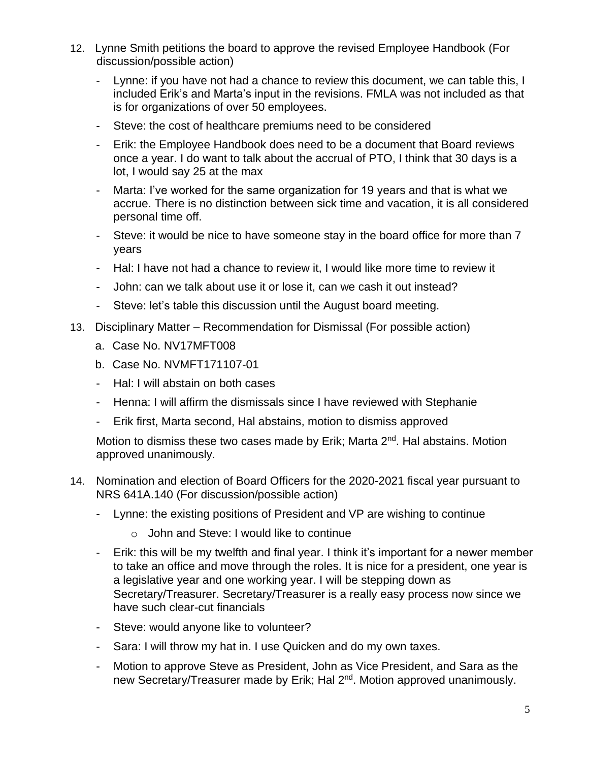12. Lynne Smith petitions the board to approve the revised Employee Handbook (For discussion/possible action)

    - Lynne: if you have not had a chance to review this document, we can table this, I included Erik's and Marta's input in the revisions. FMLA was not included as that is for organizations of over 50 employees.
    - Steve: the cost of healthcare premiums need to be considered
    - Erik: the Employee Handbook does need to be a document that Board reviews once a year. I do want to talk about the accrual of PTO, I think that 30 days is a lot, I would say 25 at the max
    - Marta: I've worked for the same organization for 19 years and that is what we accrue. There is no distinction between sick time and vacation, it is all considered personal time off.
    - Steve: it would be nice to have someone stay in the board office for more than 7 years
    - Hal: I have not had a chance to review it, I would like more time to review it
    - John: can we talk about use it or lose it, can we cash it out instead?
    - Steve: let's table this discussion until the August board meeting.

13. Disciplinary Matter – Recommendation for Dismissal (For possible action)

    a. Case No. NV17MFT008

    b. Case No. NVMFT171107-01

    - Hal: I will abstain on both cases
    - Henna: I will affirm the dismissals since I have reviewed with Stephanie
    - Erik first, Marta second, Hal abstains, motion to dismiss approved

    Motion to dismiss these two cases made by Erik; Marta 2nd. Hal abstains. Motion approved unanimously.

14. Nomination and election of Board Officers for the 2020-2021 fiscal year pursuant to NRS 641A.140 (For discussion/possible action)

    - Lynne: the existing positions of President and VP are wishing to continue
        - John and Steve: I would like to continue
    - Erik: this will be my twelfth and final year. I think it's important for a newer member to take an office and move through the roles. It is nice for a president, one year is a legislative year and one working year. I will be stepping down as Secretary/Treasurer. Secretary/Treasurer is a really easy process now since we have such clear-cut financials
    - Steve: would anyone like to volunteer?
    - Sara: I will throw my hat in. I use Quicken and do my own taxes.
    - Motion to approve Steve as President, John as Vice President, and Sara as the new Secretary/Treasurer made by Erik; Hal 2nd. Motion approved unanimously.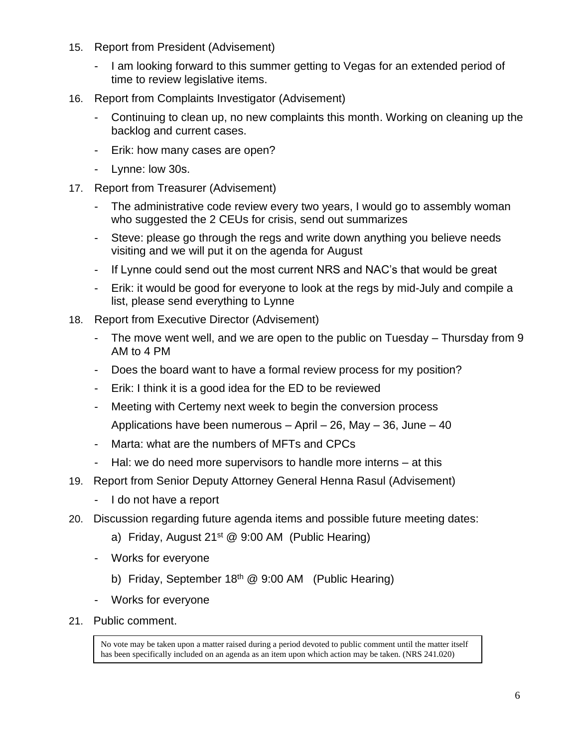15. Report from President (Advisement)
    - I am looking forward to this summer getting to Vegas for an extended period of time to review legislative items.
16. Report from Complaints Investigator (Advisement)
    - Continuing to clean up, no new complaints this month. Working on cleaning up the backlog and current cases.
    - Erik: how many cases are open?
    - Lynne: low 30s.
17. Report from Treasurer (Advisement)
    - The administrative code review every two years, I would go to assembly woman who suggested the 2 CEUs for crisis, send out summarizes
    - Steve: please go through the regs and write down anything you believe needs visiting and we will put it on the agenda for August
    - If Lynne could send out the most current NRS and NAC's that would be great
    - Erik: it would be good for everyone to look at the regs by mid-July and compile a list, please send everything to Lynne
18. Report from Executive Director (Advisement)
    - The move went well, and we are open to the public on Tuesday – Thursday from 9 AM to 4 PM
    - Does the board want to have a formal review process for my position?
    - Erik: I think it is a good idea for the ED to be reviewed
    - Meeting with Certemy next week to begin the conversion process
      Applications have been numerous – April – 26, May – 36, June – 40
    - Marta: what are the numbers of MFTs and CPCs
    - Hal: we do need more supervisors to handle more interns – at this
19. Report from Senior Deputy Attorney General Henna Rasul (Advisement)
    - I do not have a report
20. Discussion regarding future agenda items and possible future meeting dates:
    a) Friday, August 21st @ 9:00 AM (Public Hearing)
    - Works for everyone
    b) Friday, September 18th @ 9:00 AM (Public Hearing)
    - Works for everyone
21. Public comment.

No vote may be taken upon a matter raised during a period devoted to public comment until the matter itself has been specifically included on an agenda as an item upon which action may be taken. (NRS 241.020)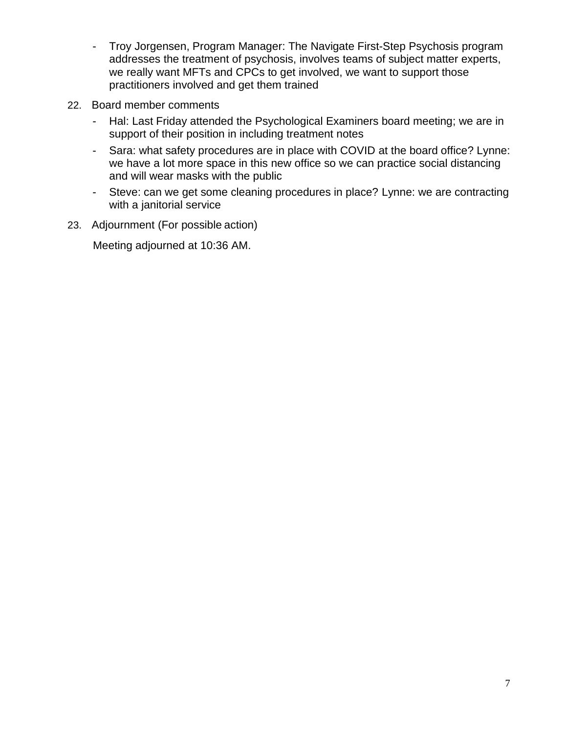- Troy Jorgensen, Program Manager: The Navigate First-Step Psychosis program addresses the treatment of psychosis, involves teams of subject matter experts, we really want MFTs and CPCs to get involved, we want to support those practitioners involved and get them trained

22. Board member comments
    - Hal: Last Friday attended the Psychological Examiners board meeting; we are in support of their position in including treatment notes
    - Sara: what safety procedures are in place with COVID at the board office? Lynne: we have a lot more space in this new office so we can practice social distancing and will wear masks with the public
    - Steve: can we get some cleaning procedures in place? Lynne: we are contracting with a janitorial service

23. Adjournment (For possible action)

    Meeting adjourned at 10:36 AM.